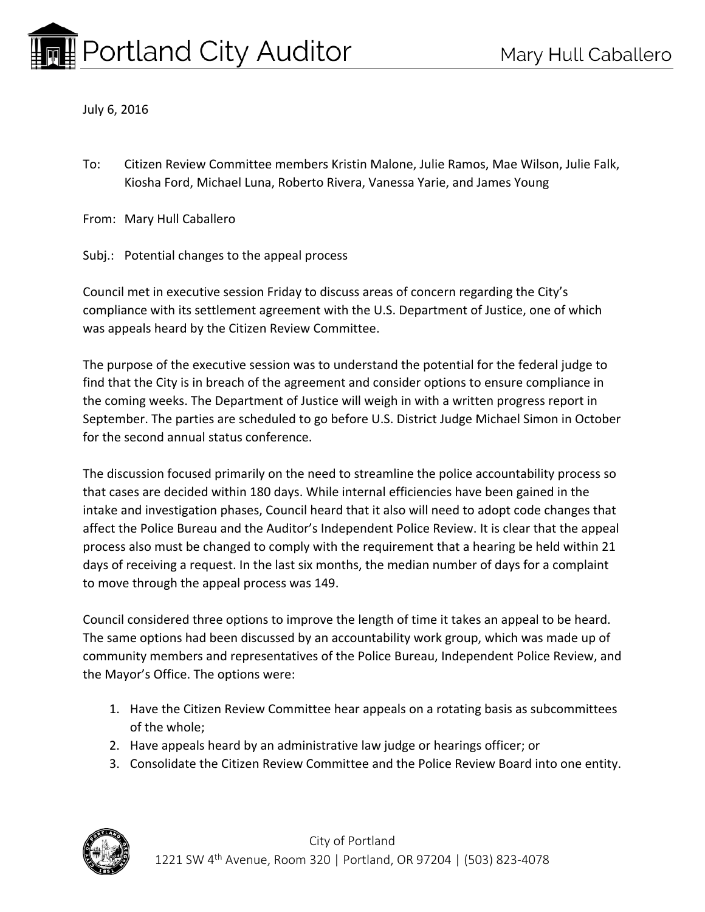# Portland City Auditor

Mary Hull Caballero

July 6, 2016

To: Citizen Review Committee members Kristin Malone, Julie Ramos, Mae Wilson, Julie Falk, Kiosha Ford, Michael Luna, Roberto Rivera, Vanessa Yarie, and James Young

From: Mary Hull Caballero

Subj.: Potential changes to the appeal process

Council met in executive session Friday to discuss areas of concern regarding the City's compliance with its settlement agreement with the U.S. Department of Justice, one of which was appeals heard by the Citizen Review Committee.

The purpose of the executive session was to understand the potential for the federal judge to find that the City is in breach of the agreement and consider options to ensure compliance in the coming weeks. The Department of Justice will weigh in with a written progress report in September. The parties are scheduled to go before U.S. District Judge Michael Simon in October for the second annual status conference.

The discussion focused primarily on the need to streamline the police accountability process so that cases are decided within 180 days. While internal efficiencies have been gained in the intake and investigation phases, Council heard that it also will need to adopt code changes that affect the Police Bureau and the Auditor's Independent Police Review. It is clear that the appeal process also must be changed to comply with the requirement that a hearing be held within 21 days of receiving a request. In the last six months, the median number of days for a complaint to move through the appeal process was 149.

Council considered three options to improve the length of time it takes an appeal to be heard. The same options had been discussed by an accountability work group, which was made up of community members and representatives of the Police Bureau, Independent Police Review, and the Mayor's Office. The options were:

1. Have the Citizen Review Committee hear appeals on a rotating basis as subcommittees of the whole;
2. Have appeals heard by an administrative law judge or hearings officer; or
3. Consolidate the Citizen Review Committee and the Police Review Board into one entity.

City of Portland
1221 SW 4th Avenue, Room 320 | Portland, OR 97204 | (503) 823-4078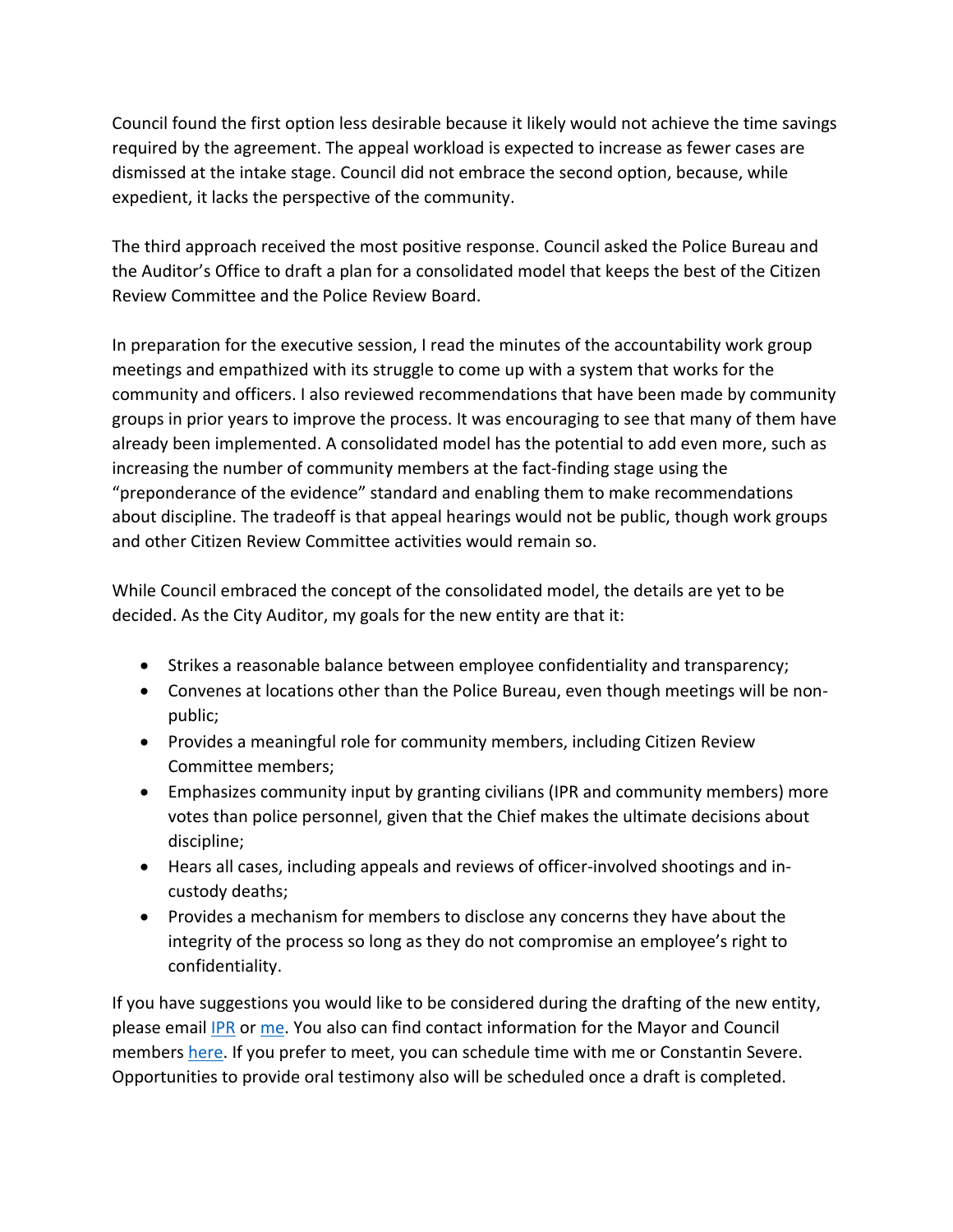Council found the first option less desirable because it likely would not achieve the time savings required by the agreement. The appeal workload is expected to increase as fewer cases are dismissed at the intake stage. Council did not embrace the second option, because, while expedient, it lacks the perspective of the community.

The third approach received the most positive response. Council asked the Police Bureau and the Auditor's Office to draft a plan for a consolidated model that keeps the best of the Citizen Review Committee and the Police Review Board.

In preparation for the executive session, I read the minutes of the accountability work group meetings and empathized with its struggle to come up with a system that works for the community and officers. I also reviewed recommendations that have been made by community groups in prior years to improve the process. It was encouraging to see that many of them have already been implemented. A consolidated model has the potential to add even more, such as increasing the number of community members at the fact-finding stage using the "preponderance of the evidence" standard and enabling them to make recommendations about discipline. The tradeoff is that appeal hearings would not be public, though work groups and other Citizen Review Committee activities would remain so.

While Council embraced the concept of the consolidated model, the details are yet to be decided. As the City Auditor, my goals for the new entity are that it:

- Strikes a reasonable balance between employee confidentiality and transparency;
- Convenes at locations other than the Police Bureau, even though meetings will be non-public;
- Provides a meaningful role for community members, including Citizen Review Committee members;
- Emphasizes community input by granting civilians (IPR and community members) more votes than police personnel, given that the Chief makes the ultimate decisions about discipline;
- Hears all cases, including appeals and reviews of officer-involved shootings and in-custody deaths;
- Provides a mechanism for members to disclose any concerns they have about the integrity of the process so long as they do not compromise an employee's right to confidentiality.

If you have suggestions you would like to be considered during the drafting of the new entity, please email IPR or me. You also can find contact information for the Mayor and Council members here. If you prefer to meet, you can schedule time with me or Constantin Severe. Opportunities to provide oral testimony also will be scheduled once a draft is completed.